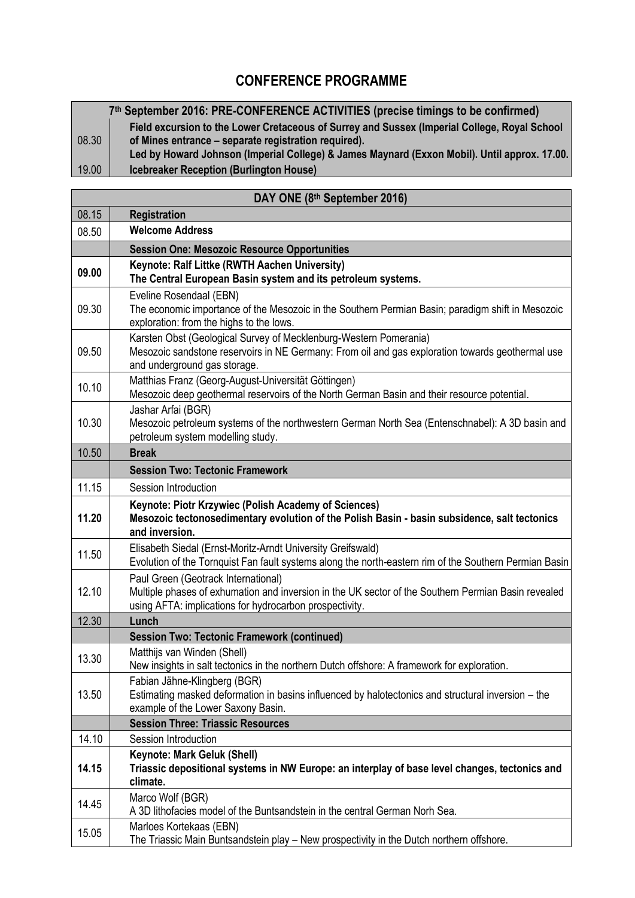# CONFERENCE PROGRAMME

| 7th September 2016: PRE-CONFERENCE ACTIVITIES (precise timings to be confirmed) | |
|---|---|
| 08.30 | **Field excursion to the Lower Cretaceous of Surrey and Sussex (Imperial College, Royal School of Mines entrance – separate registration required).**<br>**Led by Howard Johnson (Imperial College) & James Maynard (Exxon Mobil). Until approx. 17.00.** |
| 19.00 | **Icebreaker Reception (Burlington House)** |

| DAY ONE (8th September 2016) | |
|---|---|
| 08.15 | **Registration** |
| 08.50 | **Welcome Address** |
| | **Session One: Mesozoic Resource Opportunities** |
| **09.00** | **Keynote: Ralf Littke (RWTH Aachen University)**<br>**The Central European Basin system and its petroleum systems.** |
| 09.30 | Eveline Rosendaal (EBN)<br>The economic importance of the Mesozoic in the Southern Permian Basin; paradigm shift in Mesozoic exploration: from the highs to the lows. |
| 09.50 | Karsten Obst (Geological Survey of Mecklenburg-Western Pomerania)<br>Mesozoic sandstone reservoirs in NE Germany: From oil and gas exploration towards geothermal use and underground gas storage. |
| 10.10 | Matthias Franz (Georg-August-Universität Göttingen)<br>Mesozoic deep geothermal reservoirs of the North German Basin and their resource potential. |
| 10.30 | Jashar Arfai (BGR)<br>Mesozoic petroleum systems of the northwestern German North Sea (Entenschnabel): A 3D basin and petroleum system modelling study. |
| 10.50 | **Break** |
| | **Session Two: Tectonic Framework** |
| 11.15 | Session Introduction |
| **11.20** | **Keynote: Piotr Krzywiec (Polish Academy of Sciences)**<br>**Mesozoic tectonosedimentary evolution of the Polish Basin - basin subsidence, salt tectonics and inversion.** |
| 11.50 | Elisabeth Siedal (Ernst-Moritz-Arndt University Greifswald)<br>Evolution of the Tornquist Fan fault systems along the north-eastern rim of the Southern Permian Basin |
| 12.10 | Paul Green (Geotrack International)<br>Multiple phases of exhumation and inversion in the UK sector of the Southern Permian Basin revealed using AFTA: implications for hydrocarbon prospectivity. |
| 12.30 | **Lunch** |
| | **Session Two: Tectonic Framework (continued)** |
| 13.30 | Matthijs van Winden (Shell)<br>New insights in salt tectonics in the northern Dutch offshore: A framework for exploration. |
| 13.50 | Fabian Jähne-Klingberg (BGR)<br>Estimating masked deformation in basins influenced by halotectonics and structural inversion – the example of the Lower Saxony Basin. |
| | **Session Three: Triassic Resources** |
| 14.10 | Session Introduction |
| **14.15** | **Keynote: Mark Geluk (Shell)**<br>**Triassic depositional systems in NW Europe: an interplay of base level changes, tectonics and climate.** |
| 14.45 | Marco Wolf (BGR)<br>A 3D lithofacies model of the Buntsandstein in the central German Norh Sea. |
| 15.05 | Marloes Kortekaas (EBN)<br>The Triassic Main Buntsandstein play – New prospectivity in the Dutch northern offshore. |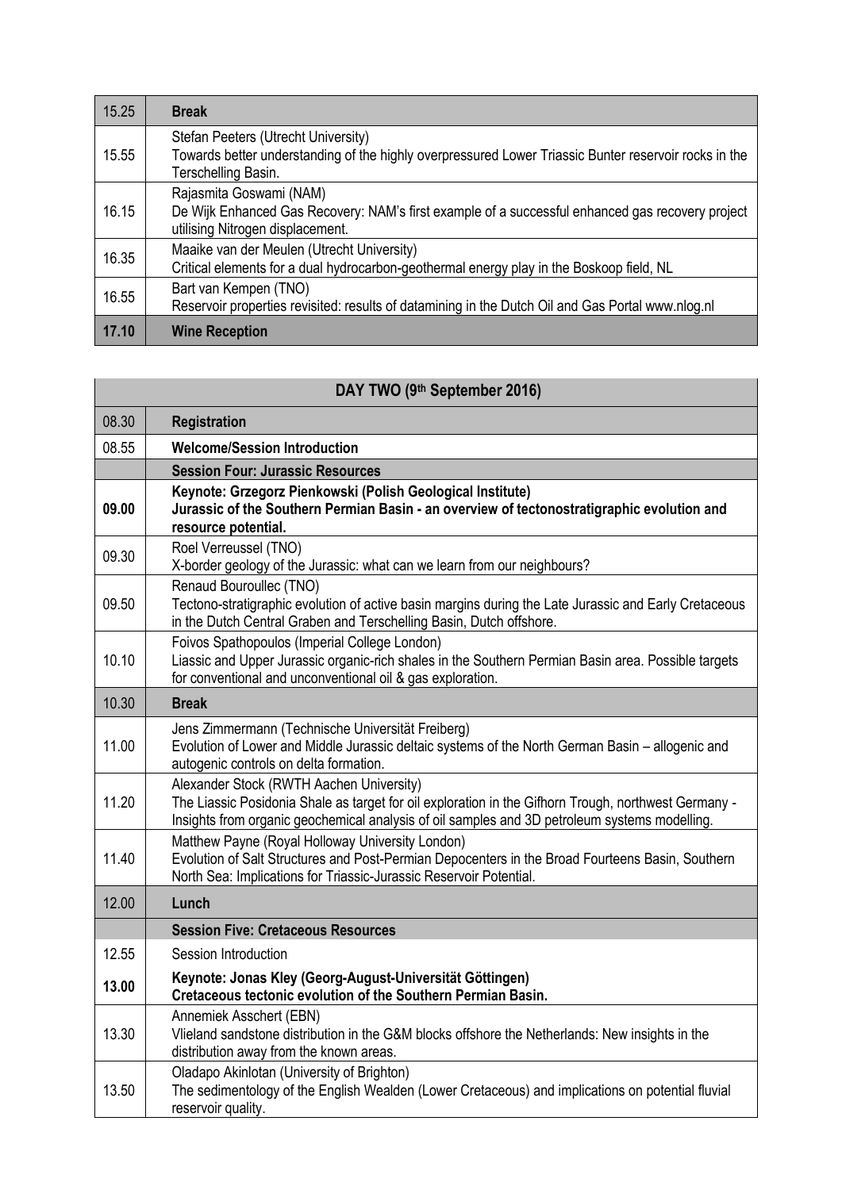| 15.25 | **Break** |
|---|---|
| 15.55 | Stefan Peeters (Utrecht University)<br>Towards better understanding of the highly overpressured Lower Triassic Bunter reservoir rocks in the Terschelling Basin. |
| 16.15 | Rajasmita Goswami (NAM)<br>De Wijk Enhanced Gas Recovery: NAM's first example of a successful enhanced gas recovery project utilising Nitrogen displacement. |
| 16.35 | Maaike van der Meulen (Utrecht University)<br>Critical elements for a dual hydrocarbon-geothermal energy play in the Boskoop field, NL |
| 16.55 | Bart van Kempen (TNO)<br>Reservoir properties revisited: results of datamining in the Dutch Oil and Gas Portal www.nlog.nl |
| **17.10** | **Wine Reception** |

| **DAY TWO (9th September 2016)** | |
|---|---|
| 08.30 | **Registration** |
| 08.55 | **Welcome/Session Introduction** |
| | **Session Four: Jurassic Resources** |
| **09.00** | **Keynote: Grzegorz Pienkowski (Polish Geological Institute)**<br>**Jurassic of the Southern Permian Basin - an overview of tectonostratigraphic evolution and resource potential.** |
| 09.30 | Roel Verreussel (TNO)<br>X-border geology of the Jurassic: what can we learn from our neighbours? |
| 09.50 | Renaud Bouroullec (TNO)<br>Tectono-stratigraphic evolution of active basin margins during the Late Jurassic and Early Cretaceous in the Dutch Central Graben and Terschelling Basin, Dutch offshore. |
| 10.10 | Foivos Spathopoulos (Imperial College London)<br>Liassic and Upper Jurassic organic-rich shales in the Southern Permian Basin area. Possible targets for conventional and unconventional oil & gas exploration. |
| 10.30 | **Break** |
| 11.00 | Jens Zimmermann (Technische Universität Freiberg)<br>Evolution of Lower and Middle Jurassic deltaic systems of the North German Basin – allogenic and autogenic controls on delta formation. |
| 11.20 | Alexander Stock (RWTH Aachen University)<br>The Liassic Posidonia Shale as target for oil exploration in the Gifhorn Trough, northwest Germany - Insights from organic geochemical analysis of oil samples and 3D petroleum systems modelling. |
| 11.40 | Matthew Payne (Royal Holloway University London)<br>Evolution of Salt Structures and Post-Permian Depocenters in the Broad Fourteens Basin, Southern North Sea: Implications for Triassic-Jurassic Reservoir Potential. |
| 12.00 | **Lunch** |
| | **Session Five: Cretaceous Resources** |
| 12.55 | Session Introduction |
| **13.00** | **Keynote: Jonas Kley (Georg-August-Universität Göttingen)**<br>**Cretaceous tectonic evolution of the Southern Permian Basin.** |
| 13.30 | Annemiek Asschert (EBN)<br>Vlieland sandstone distribution in the G&M blocks offshore the Netherlands: New insights in the distribution away from the known areas. |
| 13.50 | Oladapo Akinlotan (University of Brighton)<br>The sedimentology of the English Wealden (Lower Cretaceous) and implications on potential fluvial reservoir quality. |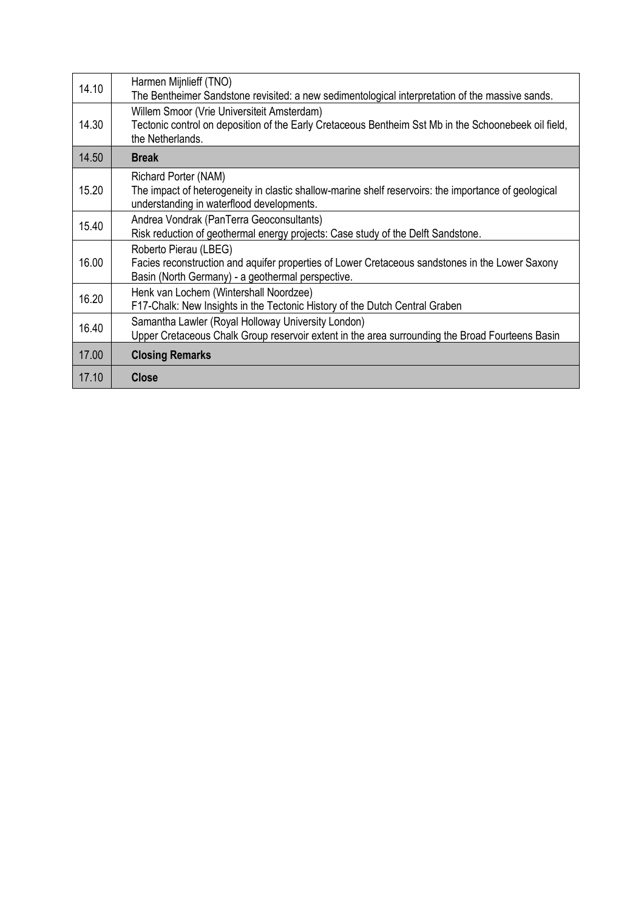| | |
|---|---|
| 14.10 | Harmen Mijnlieff (TNO)<br>The Bentheimer Sandstone revisited: a new sedimentological interpretation of the massive sands. |
| 14.30 | Willem Smoor (Vrie Universiteit Amsterdam)<br>Tectonic control on deposition of the Early Cretaceous Bentheim Sst Mb in the Schoonebeek oil field, the Netherlands. |
| 14.50 | **Break** |
| 15.20 | Richard Porter (NAM)<br>The impact of heterogeneity in clastic shallow-marine shelf reservoirs: the importance of geological understanding in waterflood developments. |
| 15.40 | Andrea Vondrak (PanTerra Geoconsultants)<br>Risk reduction of geothermal energy projects: Case study of the Delft Sandstone. |
| 16.00 | Roberto Pierau (LBEG)<br>Facies reconstruction and aquifer properties of Lower Cretaceous sandstones in the Lower Saxony Basin (North Germany) - a geothermal perspective. |
| 16.20 | Henk van Lochem (Wintershall Noordzee)<br>F17-Chalk: New Insights in the Tectonic History of the Dutch Central Graben |
| 16.40 | Samantha Lawler (Royal Holloway University London)<br>Upper Cretaceous Chalk Group reservoir extent in the area surrounding the Broad Fourteens Basin |
| 17.00 | **Closing Remarks** |
| 17.10 | **Close** |